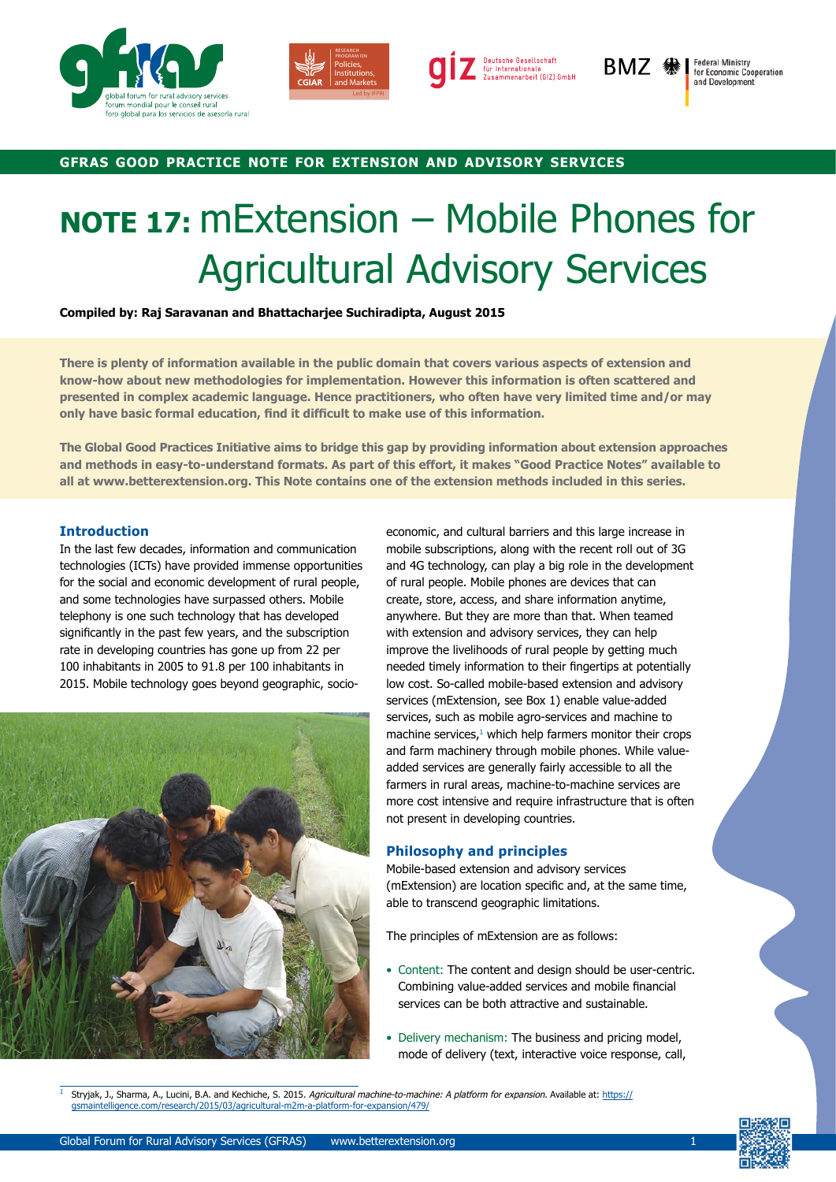GFRAS GOOD PRACTICE NOTE FOR EXTENSION AND ADVISORY SERVICES

# NOTE 17: mExtension – Mobile Phones for Agricultural Advisory Services

**Compiled by: Raj Saravanan and Bhattacharjee Suchiradipta, August 2015**

**There is plenty of information available in the public domain that covers various aspects of extension and know-how about new methodologies for implementation. However this information is often scattered and presented in complex academic language. Hence practitioners, who often have very limited time and/or may only have basic formal education, find it difficult to make use of this information.**

**The Global Good Practices Initiative aims to bridge this gap by providing information about extension approaches and methods in easy-to-understand formats. As part of this effort, it makes "Good Practice Notes" available to all at www.betterextension.org. This Note contains one of the extension methods included in this series.**

## Introduction

In the last few decades, information and communication technologies (ICTs) have provided immense opportunities for the social and economic development of rural people, and some technologies have surpassed others. Mobile telephony is one such technology that has developed significantly in the past few years, and the subscription rate in developing countries has gone up from 22 per 100 inhabitants in 2005 to 91.8 per 100 inhabitants in 2015. Mobile technology goes beyond geographic, socio-economic, and cultural barriers and this large increase in mobile subscriptions, along with the recent roll out of 3G and 4G technology, can play a big role in the development of rural people. Mobile phones are devices that can create, store, access, and share information anytime, anywhere. But they are more than that. When teamed with extension and advisory services, they can help improve the livelihoods of rural people by getting much needed timely information to their fingertips at potentially low cost. So-called mobile-based extension and advisory services (mExtension, see Box 1) enable value-added services, such as mobile agro-services and machine to machine services,[1] which help farmers monitor their crops and farm machinery through mobile phones. While value-added services are generally fairly accessible to all the farmers in rural areas, machine-to-machine services are more cost intensive and require infrastructure that is often not present in developing countries.

## Philosophy and principles

Mobile-based extension and advisory services (mExtension) are location specific and, at the same time, able to transcend geographic limitations.

The principles of mExtension are as follows:

- Content: The content and design should be user-centric. Combining value-added services and mobile financial services can be both attractive and sustainable.
- Delivery mechanism: The business and pricing model, mode of delivery (text, interactive voice response, call,

[1] Stryjak, J., Sharma, A., Lucini, B.A. and Kechiche, S. 2015. *Agricultural machine-to-machine: A platform for expansion.* Available at: https://gsmaintelligence.com/research/2015/03/agricultural-m2m-a-platform-for-expansion/479/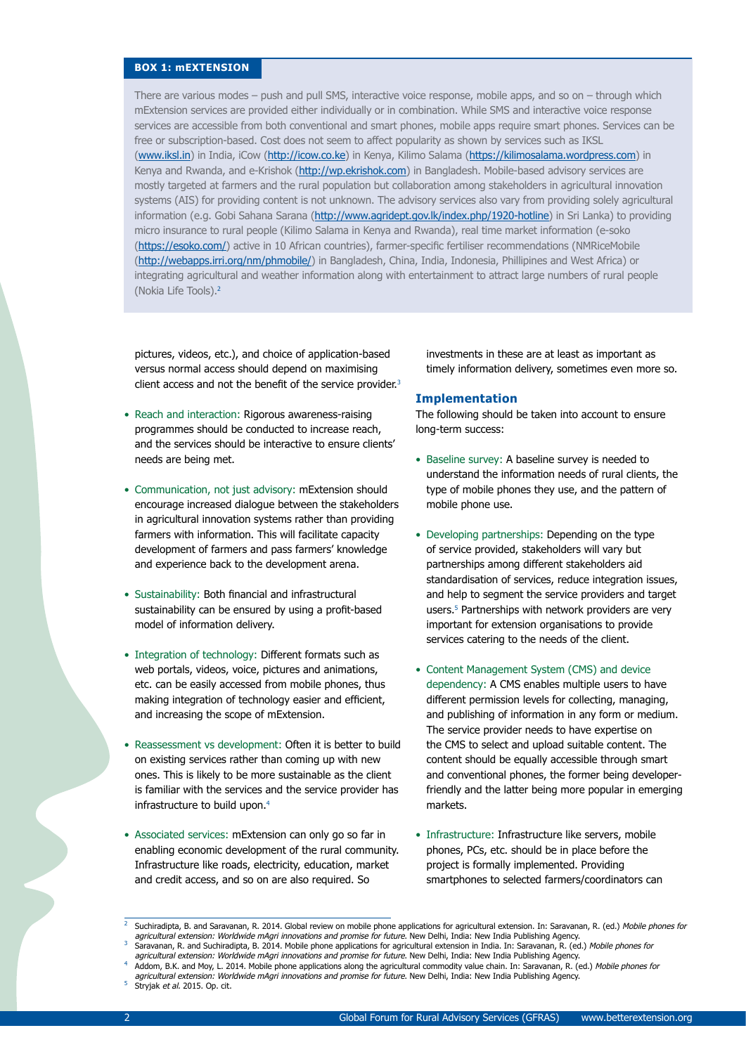**BOX 1: mEXTENSION**

There are various modes – push and pull SMS, interactive voice response, mobile apps, and so on – through which mExtension services are provided either individually or in combination. While SMS and interactive voice response services are accessible from both conventional and smart phones, mobile apps require smart phones. Services can be free or subscription-based. Cost does not seem to affect popularity as shown by services such as IKSL (www.iksl.in) in India, iCow (http://icow.co.ke) in Kenya, Kilimo Salama (https://kilimosalama.wordpress.com) in Kenya and Rwanda, and e-Krishok (http://wp.ekrishok.com) in Bangladesh. Mobile-based advisory services are mostly targeted at farmers and the rural population but collaboration among stakeholders in agricultural innovation systems (AIS) for providing content is not unknown. The advisory services also vary from providing solely agricultural information (e.g. Gobi Sahana Sarana (http://www.agridept.gov.lk/index.php/1920-hotline) in Sri Lanka) to providing micro insurance to rural people (Kilimo Salama in Kenya and Rwanda), real time market information (e-soko (https://esoko.com/) active in 10 African countries), farmer-specific fertiliser recommendations (NMRiceMobile (http://webapps.irri.org/nm/phmobile/) in Bangladesh, China, India, Indonesia, Phillipines and West Africa) or integrating agricultural and weather information along with entertainment to attract large numbers of rural people (Nokia Life Tools).[2]

pictures, videos, etc.), and choice of application-based versus normal access should depend on maximising client access and not the benefit of the service provider.[3]

- Reach and interaction: Rigorous awareness-raising programmes should be conducted to increase reach, and the services should be interactive to ensure clients' needs are being met.
- Communication, not just advisory: mExtension should encourage increased dialogue between the stakeholders in agricultural innovation systems rather than providing farmers with information. This will facilitate capacity development of farmers and pass farmers' knowledge and experience back to the development arena.
- Sustainability: Both financial and infrastructural sustainability can be ensured by using a profit-based model of information delivery.
- Integration of technology: Different formats such as web portals, videos, voice, pictures and animations, etc. can be easily accessed from mobile phones, thus making integration of technology easier and efficient, and increasing the scope of mExtension.
- Reassessment vs development: Often it is better to build on existing services rather than coming up with new ones. This is likely to be more sustainable as the client is familiar with the services and the service provider has infrastructure to build upon.[4]
- Associated services: mExtension can only go so far in enabling economic development of the rural community. Infrastructure like roads, electricity, education, market and credit access, and so on are also required. So investments in these are at least as important as timely information delivery, sometimes even more so.

## Implementation

The following should be taken into account to ensure long-term success:

- Baseline survey: A baseline survey is needed to understand the information needs of rural clients, the type of mobile phones they use, and the pattern of mobile phone use.
- Developing partnerships: Depending on the type of service provided, stakeholders will vary but partnerships among different stakeholders aid standardisation of services, reduce integration issues, and help to segment the service providers and target users.[5] Partnerships with network providers are very important for extension organisations to provide services catering to the needs of the client.
- Content Management System (CMS) and device dependency: A CMS enables multiple users to have different permission levels for collecting, managing, and publishing of information in any form or medium. The service provider needs to have expertise on the CMS to select and upload suitable content. The content should be equally accessible through smart and conventional phones, the former being developer-friendly and the latter being more popular in emerging markets.
- Infrastructure: Infrastructure like servers, mobile phones, PCs, etc. should be in place before the project is formally implemented. Providing smartphones to selected farmers/coordinators can

---

[2] Suchiradipta, B. and Saravanan, R. 2014. Global review on mobile phone applications for agricultural extension. In: Saravanan, R. (ed.) *Mobile phones for agricultural extension: Worldwide mAgri innovations and promise for future.* New Delhi, India: New India Publishing Agency.

[3] Saravanan, R. and Suchiradipta, B. 2014. Mobile phone applications for agricultural extension in India. In: Saravanan, R. (ed.) *Mobile phones for agricultural extension: Worldwide mAgri innovations and promise for future.* New Delhi, India: New India Publishing Agency.

[4] Addom, B.K. and Moy, L. 2014. Mobile phone applications along the agricultural commodity value chain. In: Saravanan, R. (ed.) *Mobile phones for agricultural extension: Worldwide mAgri innovations and promise for future.* New Delhi, India: New India Publishing Agency.

[5] Stryjak *et al.* 2015. Op. cit.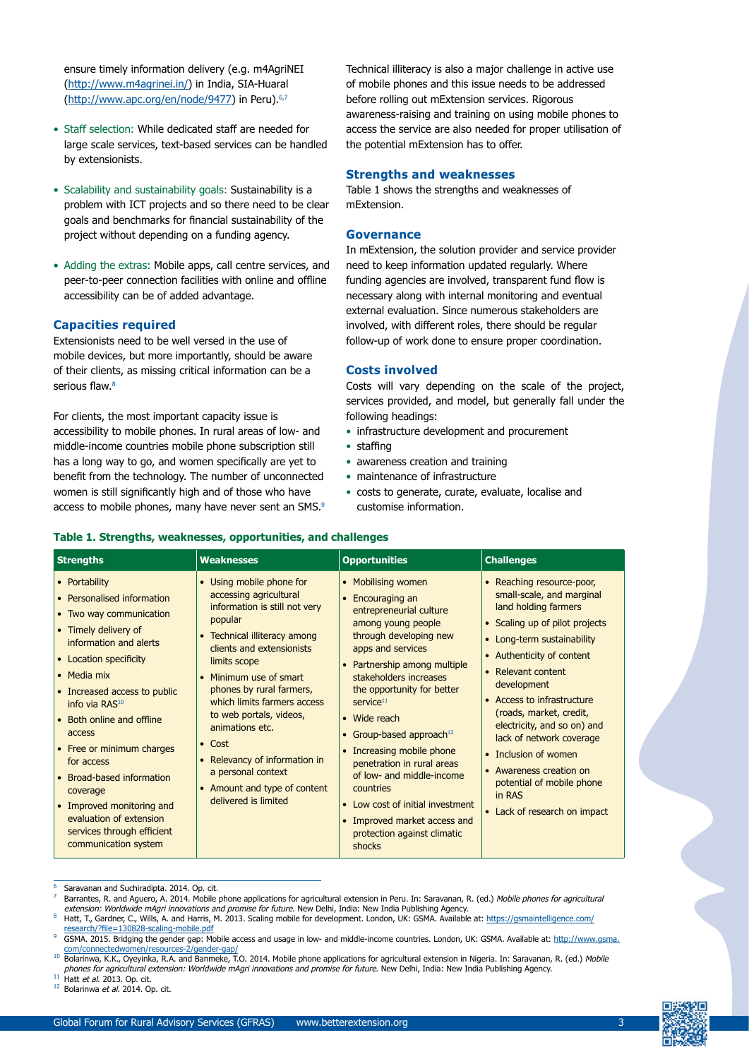ensure timely information delivery (e.g. m4AgriNEI (http://www.m4agrinei.in/) in India, SIA-Huaral (http://www.apc.org/en/node/9477) in Peru).[6,7]

- Staff selection: While dedicated staff are needed for large scale services, text-based services can be handled by extensionists.
- Scalability and sustainability goals: Sustainability is a problem with ICT projects and so there need to be clear goals and benchmarks for financial sustainability of the project without depending on a funding agency.
- Adding the extras: Mobile apps, call centre services, and peer-to-peer connection facilities with online and offline accessibility can be of added advantage.

## Capacities required

Extensionists need to be well versed in the use of mobile devices, but more importantly, should be aware of their clients, as missing critical information can be a serious flaw.[8]

For clients, the most important capacity issue is accessibility to mobile phones. In rural areas of low- and middle-income countries mobile phone subscription still has a long way to go, and women specifically are yet to benefit from the technology. The number of unconnected women is still significantly high and of those who have access to mobile phones, many have never sent an SMS.[9]

Technical illiteracy is also a major challenge in active use of mobile phones and this issue needs to be addressed before rolling out mExtension services. Rigorous awareness-raising and training on using mobile phones to access the service are also needed for proper utilisation of the potential mExtension has to offer.

## Strengths and weaknesses

Table 1 shows the strengths and weaknesses of mExtension.

## Governance

In mExtension, the solution provider and service provider need to keep information updated regularly. Where funding agencies are involved, transparent fund flow is necessary along with internal monitoring and eventual external evaluation. Since numerous stakeholders are involved, with different roles, there should be regular follow-up of work done to ensure proper coordination.

## Costs involved

Costs will vary depending on the scale of the project, services provided, and model, but generally fall under the following headings:

- infrastructure development and procurement
- staffing
- awareness creation and training
- maintenance of infrastructure
- costs to generate, curate, evaluate, localise and customise information.

**Table 1. Strengths, weaknesses, opportunities, and challenges**

| Strengths | Weaknesses | Opportunities | Challenges |
|---|---|---|---|
| • Portability<br>• Personalised information<br>• Two way communication<br>• Timely delivery of information and alerts<br>• Location specificity<br>• Media mix<br>• Increased access to public info via RAS[10]<br>• Both online and offline access<br>• Free or minimum charges for access<br>• Broad-based information coverage<br>• Improved monitoring and evaluation of extension services through efficient communication system | • Using mobile phone for accessing agricultural information is still not very popular<br>• Technical illiteracy among clients and extensionists limits scope<br>• Minimum use of smart phones by rural farmers, which limits farmers access to web portals, videos, animations etc.<br>• Cost<br>• Relevancy of information in a personal context<br>• Amount and type of content delivered is limited | • Mobilising women<br>• Encouraging an entrepreneurial culture among young people through developing new apps and services<br>• Partnership among multiple stakeholders increases the opportunity for better service[11]<br>• Wide reach<br>• Group-based approach[12]<br>• Increasing mobile phone penetration in rural areas of low- and middle-income countries<br>• Low cost of initial investment<br>• Improved market access and protection against climatic shocks | • Reaching resource-poor, small-scale, and marginal land holding farmers<br>• Scaling up of pilot projects<br>• Long-term sustainability<br>• Authenticity of content<br>• Relevant content development<br>• Access to infrastructure (roads, market, credit, electricity, and so on) and lack of network coverage<br>• Inclusion of women<br>• Awareness creation on potential of mobile phone in RAS<br>• Lack of research on impact |

---

[6] Saravanan and Suchiradipta. 2014. Op. cit.

[7] Barrantes, R. and Aguero, A. 2014. Mobile phone applications for agricultural extension in Peru. In: Saravanan, R. (ed.) *Mobile phones for agricultural extension: Worldwide mAgri innovations and promise for future.* New Delhi, India: New India Publishing Agency.

[8] Hatt, T., Gardner, C., Wills, A. and Harris, M. 2013. Scaling mobile for development. London, UK: GSMA. Available at: https://gsmaintelligence.com/research/?file=130828-scaling-mobile.pdf

[9] GSMA. 2015. Bridging the gender gap: Mobile access and usage in low- and middle-income countries. London, UK: GSMA. Available at: http://www.gsma.com/connectedwomen/resources-2/gender-gap/

[10] Bolarinwa, K.K., Oyeyinka, R.A. and Banmeke, T.O. 2014. Mobile phone applications for agricultural extension in Nigeria. In: Saravanan, R. (ed.) *Mobile phones for agricultural extension: Worldwide mAgri innovations and promise for future.* New Delhi, India: New India Publishing Agency.

[11] Hatt *et al.* 2013. Op. cit.

[12] Bolarinwa *et al.* 2014. Op. cit.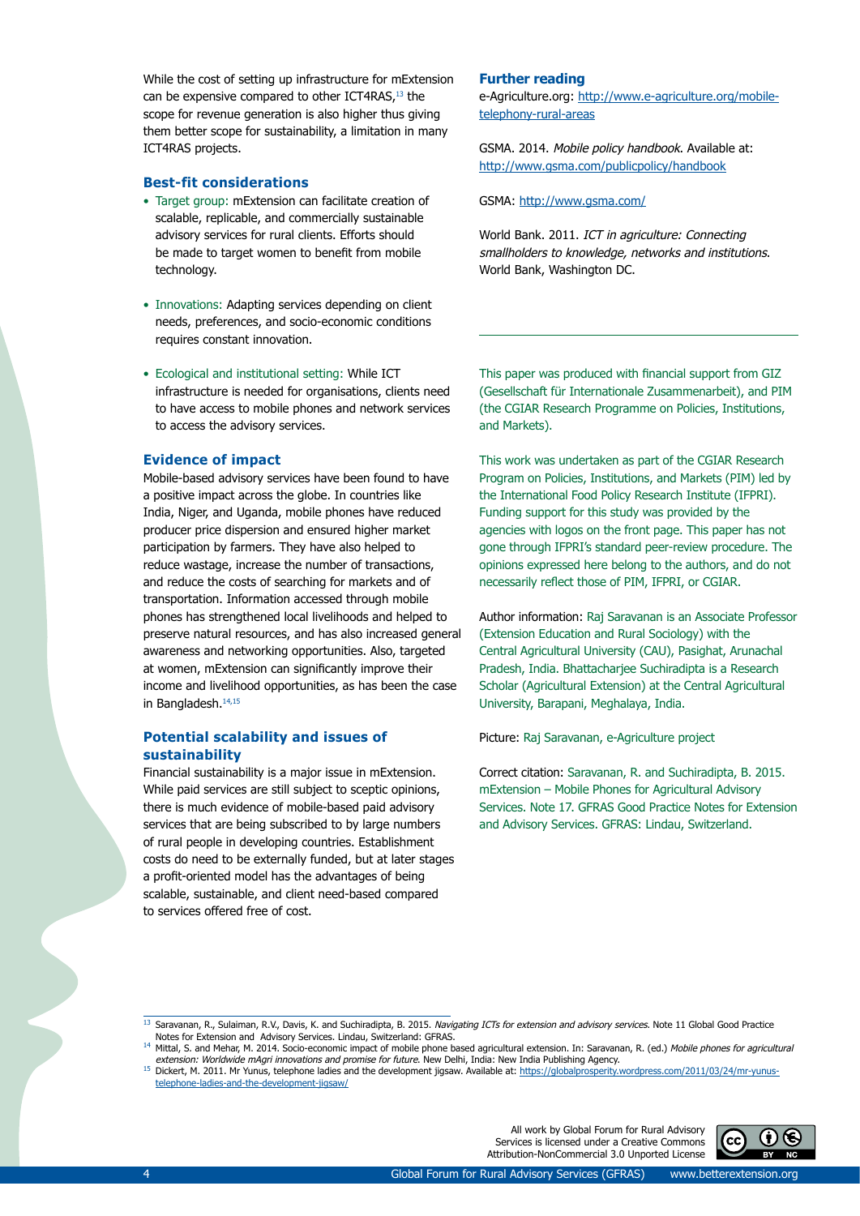While the cost of setting up infrastructure for mExtension can be expensive compared to other ICT4RAS,[13] the scope for revenue generation is also higher thus giving them better scope for sustainability, a limitation in many ICT4RAS projects.

## Best-fit considerations

- Target group: mExtension can facilitate creation of scalable, replicable, and commercially sustainable advisory services for rural clients. Efforts should be made to target women to benefit from mobile technology.
- Innovations: Adapting services depending on client needs, preferences, and socio-economic conditions requires constant innovation.
- Ecological and institutional setting: While ICT infrastructure is needed for organisations, clients need to have access to mobile phones and network services to access the advisory services.

## Evidence of impact

Mobile-based advisory services have been found to have a positive impact across the globe. In countries like India, Niger, and Uganda, mobile phones have reduced producer price dispersion and ensured higher market participation by farmers. They have also helped to reduce wastage, increase the number of transactions, and reduce the costs of searching for markets and of transportation. Information accessed through mobile phones has strengthened local livelihoods and helped to preserve natural resources, and has also increased general awareness and networking opportunities. Also, targeted at women, mExtension can significantly improve their income and livelihood opportunities, as has been the case in Bangladesh.[14,15]

## Potential scalability and issues of sustainability

Financial sustainability is a major issue in mExtension. While paid services are still subject to sceptic opinions, there is much evidence of mobile-based paid advisory services that are being subscribed to by large numbers of rural people in developing countries. Establishment costs do need to be externally funded, but at later stages a profit-oriented model has the advantages of being scalable, sustainable, and client need-based compared to services offered free of cost.

## Further reading

e-Agriculture.org: http://www.e-agriculture.org/mobile-telephony-rural-areas

GSMA. 2014. *Mobile policy handbook.* Available at: http://www.gsma.com/publicpolicy/handbook

GSMA: http://www.gsma.com/

World Bank. 2011. *ICT in agriculture: Connecting smallholders to knowledge, networks and institutions.* World Bank, Washington DC.

---

This paper was produced with financial support from GIZ (Gesellschaft für Internationale Zusammenarbeit), and PIM (the CGIAR Research Programme on Policies, Institutions, and Markets).

This work was undertaken as part of the CGIAR Research Program on Policies, Institutions, and Markets (PIM) led by the International Food Policy Research Institute (IFPRI). Funding support for this study was provided by the agencies with logos on the front page. This paper has not gone through IFPRI's standard peer-review procedure. The opinions expressed here belong to the authors, and do not necessarily reflect those of PIM, IFPRI, or CGIAR.

Author information: Raj Saravanan is an Associate Professor (Extension Education and Rural Sociology) with the Central Agricultural University (CAU), Pasighat, Arunachal Pradesh, India. Bhattacharjee Suchiradipta is a Research Scholar (Agricultural Extension) at the Central Agricultural University, Barapani, Meghalaya, India.

Picture: Raj Saravanan, e-Agriculture project

Correct citation: Saravanan, R. and Suchiradipta, B. 2015. mExtension – Mobile Phones for Agricultural Advisory Services. Note 17. GFRAS Good Practice Notes for Extension and Advisory Services. GFRAS: Lindau, Switzerland.

---

[13] Saravanan, R., Sulaiman, R.V., Davis, K. and Suchiradipta, B. 2015. *Navigating ICTs for extension and advisory services.* Note 11 Global Good Practice Notes for Extension and Advisory Services. Lindau, Switzerland: GFRAS.

[14] Mittal, S. and Mehar, M. 2014. Socio-economic impact of mobile phone based agricultural extension. In: Saravanan, R. (ed.) *Mobile phones for agricultural extension: Worldwide mAgri innovations and promise for future.* New Delhi, India: New India Publishing Agency.

[15] Dickert, M. 2011. Mr Yunus, telephone ladies and the development jigsaw. Available at: https://globalprosperity.wordpress.com/2011/03/24/mr-yunus-telephone-ladies-and-the-development-jigsaw/

All work by Global Forum for Rural Advisory Services is licensed under a Creative Commons Attribution-NonCommercial 3.0 Unported License